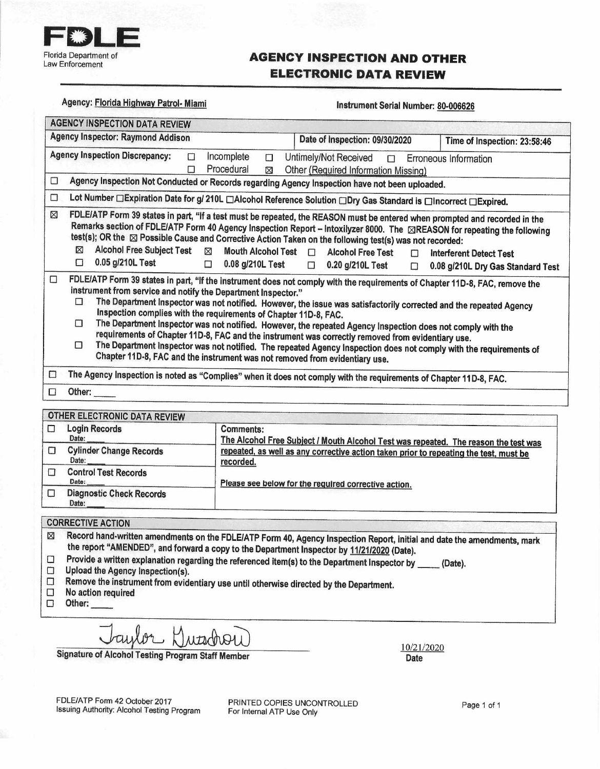**FDLE**
Florida Department of Law Enforcement

# AGENCY INSPECTION AND OTHER ELECTRONIC DATA REVIEW

Agency: Florida Highway Patrol- Miami

Instrument Serial Number: 80-006626

## AGENCY INSPECTION DATA REVIEW

| | | |
|---|---|---|
| Agency Inspector: Raymond Addison | Date of Inspection: 09/30/2020 | Time of Inspection: 23:58:46 |

Agency Inspection Discrepancy: ☐ Incomplete ☐ Untimely/Not Received ☐ Erroneous Information ☐ Procedural ☒ Other (Required Information Missing)

☐ Agency Inspection Not Conducted or Records regarding Agency Inspection have not been uploaded.

☐ Lot Number ☐Expiration Date for g/ 210L ☐Alcohol Reference Solution ☐Dry Gas Standard is ☐Incorrect ☐Expired.

☒ FDLE/ATP Form 39 states in part, "If a test must be repeated, the REASON must be entered when prompted and recorded in the Remarks section of FDLE/ATP Form 40 Agency Inspection Report – Intoxilyzer 8000. The ☒REASON for repeating the following test(s); OR the ☒ Possible Cause and Corrective Action Taken on the following test(s) was not recorded:

- ☒ Alcohol Free Subject Test ☒ Mouth Alcohol Test ☐ Alcohol Free Test ☐ Interferent Detect Test
- ☐ 0.05 g/210L Test ☐ 0.08 g/210L Test ☐ 0.20 g/210L Test ☐ 0.08 g/210L Dry Gas Standard Test

☐ FDLE/ATP Form 39 states in part, "If the instrument does not comply with the requirements of Chapter 11D-8, FAC, remove the instrument from service and notify the Department Inspector."

- ☐ The Department Inspector was not notified. However, the issue was satisfactorily corrected and the repeated Agency Inspection complies with the requirements of Chapter 11D-8, FAC.
- ☐ The Department Inspector was not notified. However, the repeated Agency Inspection does not comply with the requirements of Chapter 11D-8, FAC and the instrument was correctly removed from evidentiary use.
- ☐ The Department Inspector was not notified. The repeated Agency Inspection does not comply with the requirements of Chapter 11D-8, FAC and the instrument was not removed from evidentiary use.

☐ The Agency Inspection is noted as "Complies" when it does not comply with the requirements of Chapter 11D-8, FAC.

☐ Other: ____

## OTHER ELECTRONIC DATA REVIEW

| | |
|---|---|
| ☐ Login Records Date: ____ | Comments: The Alcohol Free Subject / Mouth Alcohol Test was repeated. The reason the test was repeated, as well as any corrective action taken prior to repeating the test, must be recorded. |
| ☐ Cylinder Change Records Date: ____ | |
| ☐ Control Test Records Date: ____ | Please see below for the required corrective action. |
| ☐ Diagnostic Check Records Date: ____ | |

## CORRECTIVE ACTION

☒ Record hand-written amendments on the FDLE/ATP Form 40, Agency Inspection Report, initial and date the amendments, mark the report "AMENDED", and forward a copy to the Department Inspector by 11/21/2020 (Date).

☐ Provide a written explanation regarding the referenced item(s) to the Department Inspector by ____ (Date).

☐ Upload the Agency Inspection(s).

☐ Remove the instrument from evidentiary use until otherwise directed by the Department.

☐ No action required

☐ Other: ____

Taylor Hutchison
Signature of Alcohol Testing Program Staff Member

10/21/2020
Date

FDLE/ATP Form 42 October 2017
Issuing Authority: Alcohol Testing Program

PRINTED COPIES UNCONTROLLED
For Internal ATP Use Only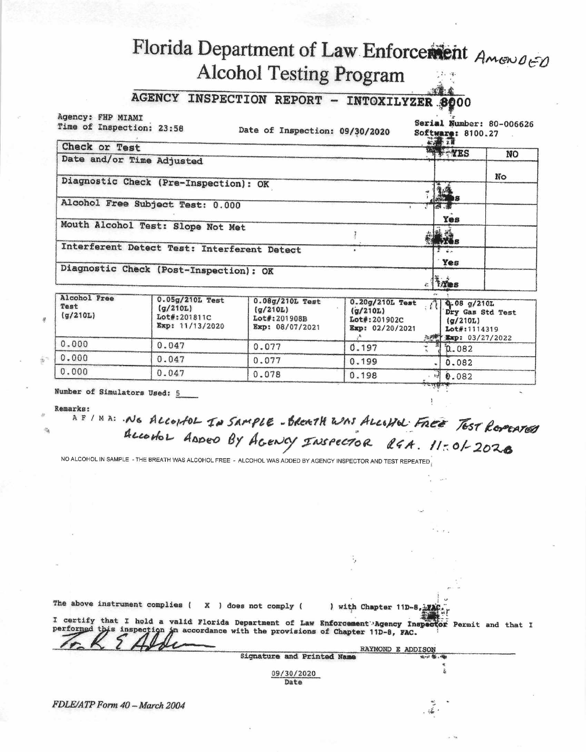# Florida Department of Law Enforcement Alcohol Testing Program

AMENDED

## AGENCY INSPECTION REPORT - INTOXILYZER 8000

Agency: FHP MIAMI

Time of Inspection: 23:58

Date of Inspection: 09/30/2020

Serial Number: 80-006626

Software: 8100.27

| Check or Test | YES | NO |
| --- | --- | --- |
| Date and/or Time Adjusted | | No |
| Diagnostic Check (Pre-Inspection): OK | Yes | |
| Alcohol Free Subject Test: 0.000 | Yes | |
| Mouth Alcohol Test: Slope Not Met | Yes | |
| Interferent Detect Test: Interferent Detect | Yes | |
| Diagnostic Check (Post-Inspection): OK | Yes | |

| Alcohol Free Test (g/210L) | 0.05g/210L Test (g/210L) Lot#:201811C Exp: 11/13/2020 | 0.08g/210L Test (g/210L) Lot#:201908B Exp: 08/07/2021 | 0.20g/210L Test (g/210L) Lot#:201902C Exp: 02/20/2021 | 0.08 g/210L Dry Gas Std Test (g/210L) Lot#:1114319 Exp: 03/27/2022 |
| --- | --- | --- | --- | --- |
| 0.000 | 0.047 | 0.077 | 0.197 | 0.082 |
| 0.000 | 0.047 | 0.077 | 0.199 | 0.082 |
| 0.000 | 0.047 | 0.078 | 0.198 | 0.082 |

Number of Simulators Used: 5

Remarks:

A F / M A: NO ALCOHOL IN SAMPLE - BREATH WAS ALCOHOL FREE TEST REPEATED ALCOHOL ADDED BY AGENCY INSPECTOR REA. 11-01-2020

NO ALCOHOL IN SAMPLE - THE BREATH WAS ALCOHOL FREE - ALCOHOL WAS ADDED BY AGENCY INSPECTOR AND TEST REPEATED

The above instrument complies ( X ) does not comply ( ) with Chapter 11D-8, FAC.

I certify that I hold a valid Florida Department of Law Enforcement Agency Inspector Permit and that I performed this inspection in accordance with the provisions of Chapter 11D-8, FAC.

RAYMOND E ADDISON

Signature and Printed Name

09/30/2020

Date

*FDLE/ATP Form 40 – March 2004*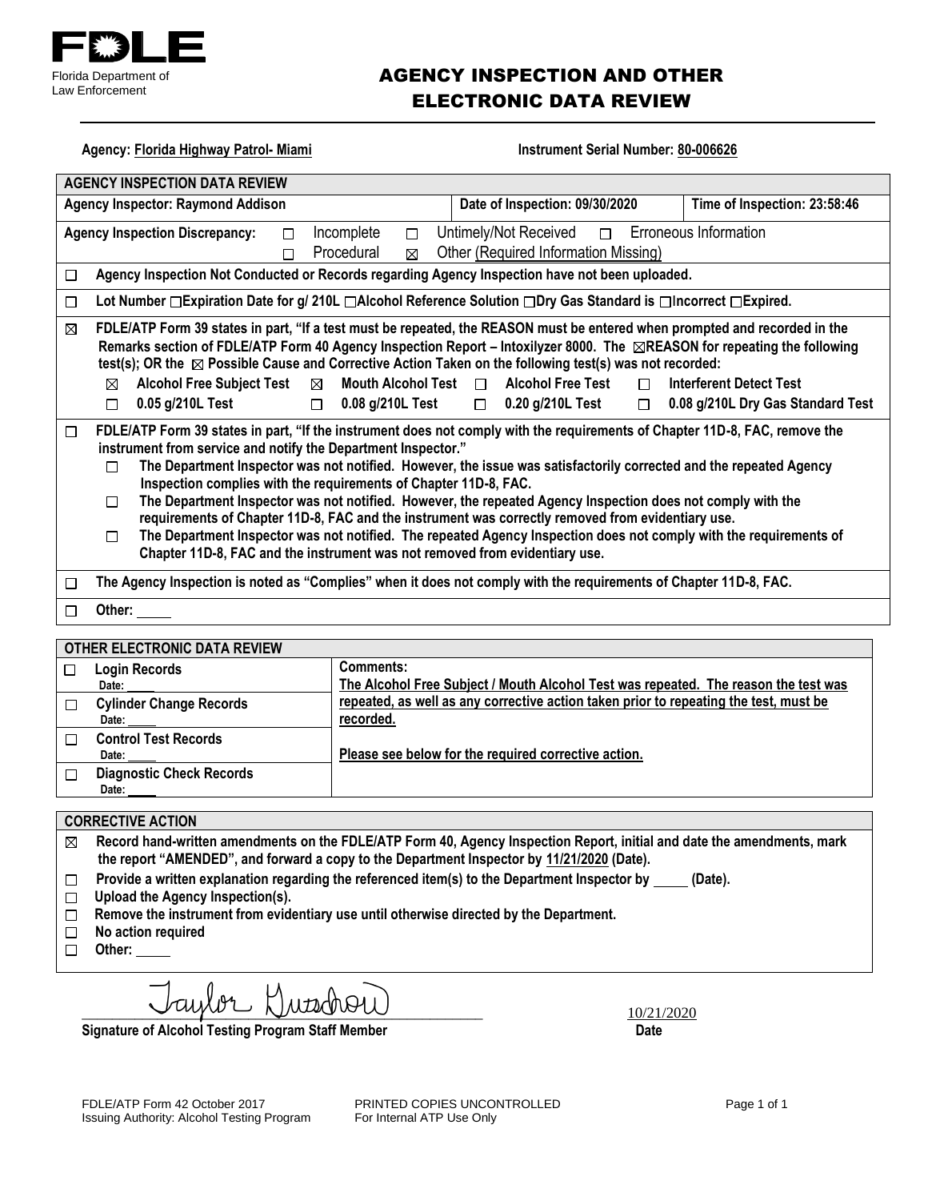Florida Department of Law Enforcement

# AGENCY INSPECTION AND OTHER ELECTRONIC DATA REVIEW

**Agency: Florida Highway Patrol- Miami** **Instrument Serial Number: 80-006626**

## AGENCY INSPECTION DATA REVIEW

| | | |
|---|---|---|
| **Agency Inspector: Raymond Addison** | **Date of Inspection: 09/30/2020** | **Time of Inspection: 23:58:46** |

**Agency Inspection Discrepancy:** ☐ Incomplete ☐ Untimely/Not Received ☐ Erroneous Information ☐ Procedural ☒ Other (Required Information Missing)

☐ **Agency Inspection Not Conducted or Records regarding Agency Inspection have not been uploaded.**

☐ **Lot Number ☐Expiration Date for g/ 210L ☐Alcohol Reference Solution ☐Dry Gas Standard is ☐Incorrect ☐Expired.**

☒ **FDLE/ATP Form 39 states in part, "If a test must be repeated, the REASON must be entered when prompted and recorded in the Remarks section of FDLE/ATP Form 40 Agency Inspection Report – Intoxilyzer 8000. The ☒REASON for repeating the following test(s); OR the ☒ Possible Cause and Corrective Action Taken on the following test(s) was not recorded:**

- ☒ **Alcohol Free Subject Test** ☒ **Mouth Alcohol Test** ☐ **Alcohol Free Test** ☐ **Interferent Detect Test**
- ☐ **0.05 g/210L Test** ☐ **0.08 g/210L Test** ☐ **0.20 g/210L Test** ☐ **0.08 g/210L Dry Gas Standard Test**

☐ **FDLE/ATP Form 39 states in part, "If the instrument does not comply with the requirements of Chapter 11D-8, FAC, remove the instrument from service and notify the Department Inspector."**

- ☐ **The Department Inspector was not notified. However, the issue was satisfactorily corrected and the repeated Agency Inspection complies with the requirements of Chapter 11D-8, FAC.**
- ☐ **The Department Inspector was not notified. However, the repeated Agency Inspection does not comply with the requirements of Chapter 11D-8, FAC and the instrument was correctly removed from evidentiary use.**
- ☐ **The Department Inspector was not notified. The repeated Agency Inspection does not comply with the requirements of Chapter 11D-8, FAC and the instrument was not removed from evidentiary use.**

☐ **The Agency Inspection is noted as "Complies" when it does not comply with the requirements of Chapter 11D-8, FAC.**

☐ **Other:** \_\_\_\_\_

## OTHER ELECTRONIC DATA REVIEW

| | |
|---|---|
| ☐ **Login Records** Date: \_\_\_\_\_ | **Comments:** **The Alcohol Free Subject / Mouth Alcohol Test was repeated. The reason the test was repeated, as well as any corrective action taken prior to repeating the test, must be recorded.** **Please see below for the required corrective action.** |
| ☐ **Cylinder Change Records** Date: \_\_\_\_\_ | |
| ☐ **Control Test Records** Date: \_\_\_\_\_ | |
| ☐ **Diagnostic Check Records** Date: \_\_\_\_\_ | |

## CORRECTIVE ACTION

☒ **Record hand-written amendments on the FDLE/ATP Form 40, Agency Inspection Report, initial and date the amendments, mark the report "AMENDED", and forward a copy to the Department Inspector by 11/21/2020 (Date).**

☐ **Provide a written explanation regarding the referenced item(s) to the Department Inspector by \_\_\_\_\_ (Date).**

☐ **Upload the Agency Inspection(s).**

☐ **Remove the instrument from evidentiary use until otherwise directed by the Department.**

☐ **No action required**

☐ **Other:** \_\_\_\_\_

Taylor Gustafson
**Signature of Alcohol Testing Program Staff Member**

10/21/2020
**Date**

FDLE/ATP Form 42 October 2017
Issuing Authority: Alcohol Testing Program

PRINTED COPIES UNCONTROLLED
For Internal ATP Use Only